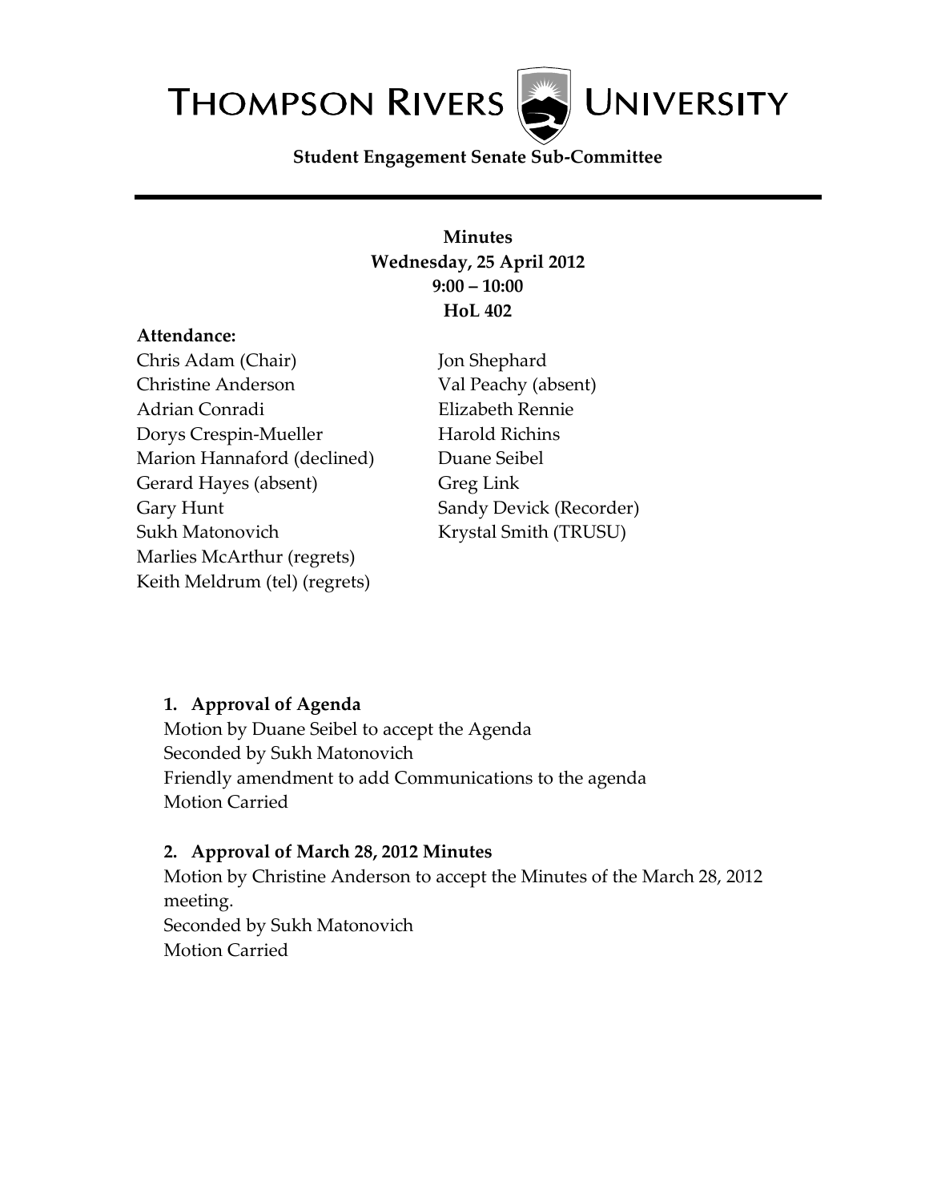# THOMPSON RIVERS UNIVERSITY

**Student Engagement Senate Sub-Committee**

---

**Minutes**
**Wednesday, 25 April 2012**
**9:00 – 10:00**
**HoL 402**

**Attendance:**

Chris Adam (Chair)
Christine Anderson
Adrian Conradi
Dorys Crespin-Mueller
Marion Hannaford (declined)
Gerard Hayes (absent)
Gary Hunt
Sukh Matonovich
Marlies McArthur (regrets)
Keith Meldrum (tel) (regrets)
Jon Shephard
Val Peachy (absent)
Elizabeth Rennie
Harold Richins
Duane Seibel
Greg Link
Sandy Devick (Recorder)
Krystal Smith (TRUSU)

1. **Approval of Agenda**
   Motion by Duane Seibel to accept the Agenda
   Seconded by Sukh Matonovich
   Friendly amendment to add Communications to the agenda
   Motion Carried

2. **Approval of March 28, 2012 Minutes**
   Motion by Christine Anderson to accept the Minutes of the March 28, 2012 meeting.
   Seconded by Sukh Matonovich
   Motion Carried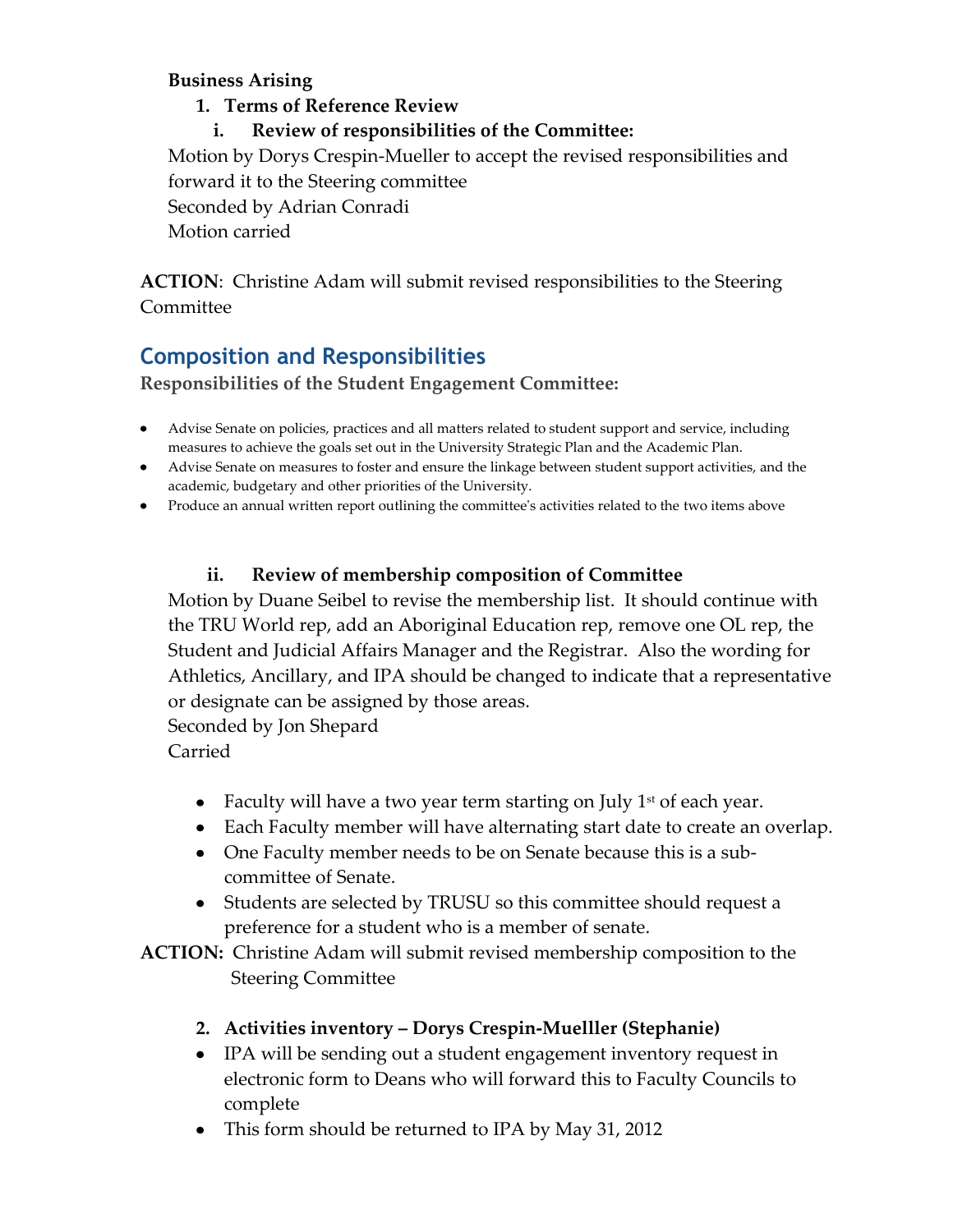**Business Arising**

1. **Terms of Reference Review**

   i. **Review of responsibilities of the Committee:**

Motion by Dorys Crespin-Mueller to accept the revised responsibilities and forward it to the Steering committee
Seconded by Adrian Conradi
Motion carried

**ACTION**: Christine Adam will submit revised responsibilities to the Steering Committee

## Composition and Responsibilities

**Responsibilities of the Student Engagement Committee:**

- Advise Senate on policies, practices and all matters related to student support and service, including measures to achieve the goals set out in the University Strategic Plan and the Academic Plan.
- Advise Senate on measures to foster and ensure the linkage between student support activities, and the academic, budgetary and other priorities of the University.
- Produce an annual written report outlining the committee's activities related to the two items above

   ii. **Review of membership composition of Committee**

Motion by Duane Seibel to revise the membership list. It should continue with the TRU World rep, add an Aboriginal Education rep, remove one OL rep, the Student and Judicial Affairs Manager and the Registrar. Also the wording for Athletics, Ancillary, and IPA should be changed to indicate that a representative or designate can be assigned by those areas.
Seconded by Jon Shepard
Carried

- Faculty will have a two year term starting on July 1st of each year.
- Each Faculty member will have alternating start date to create an overlap.
- One Faculty member needs to be on Senate because this is a sub-committee of Senate.
- Students are selected by TRUSU so this committee should request a preference for a student who is a member of senate.

**ACTION:** Christine Adam will submit revised membership composition to the Steering Committee

2. **Activities inventory – Dorys Crespin-Muellller (Stephanie)**

- IPA will be sending out a student engagement inventory request in electronic form to Deans who will forward this to Faculty Councils to complete
- This form should be returned to IPA by May 31, 2012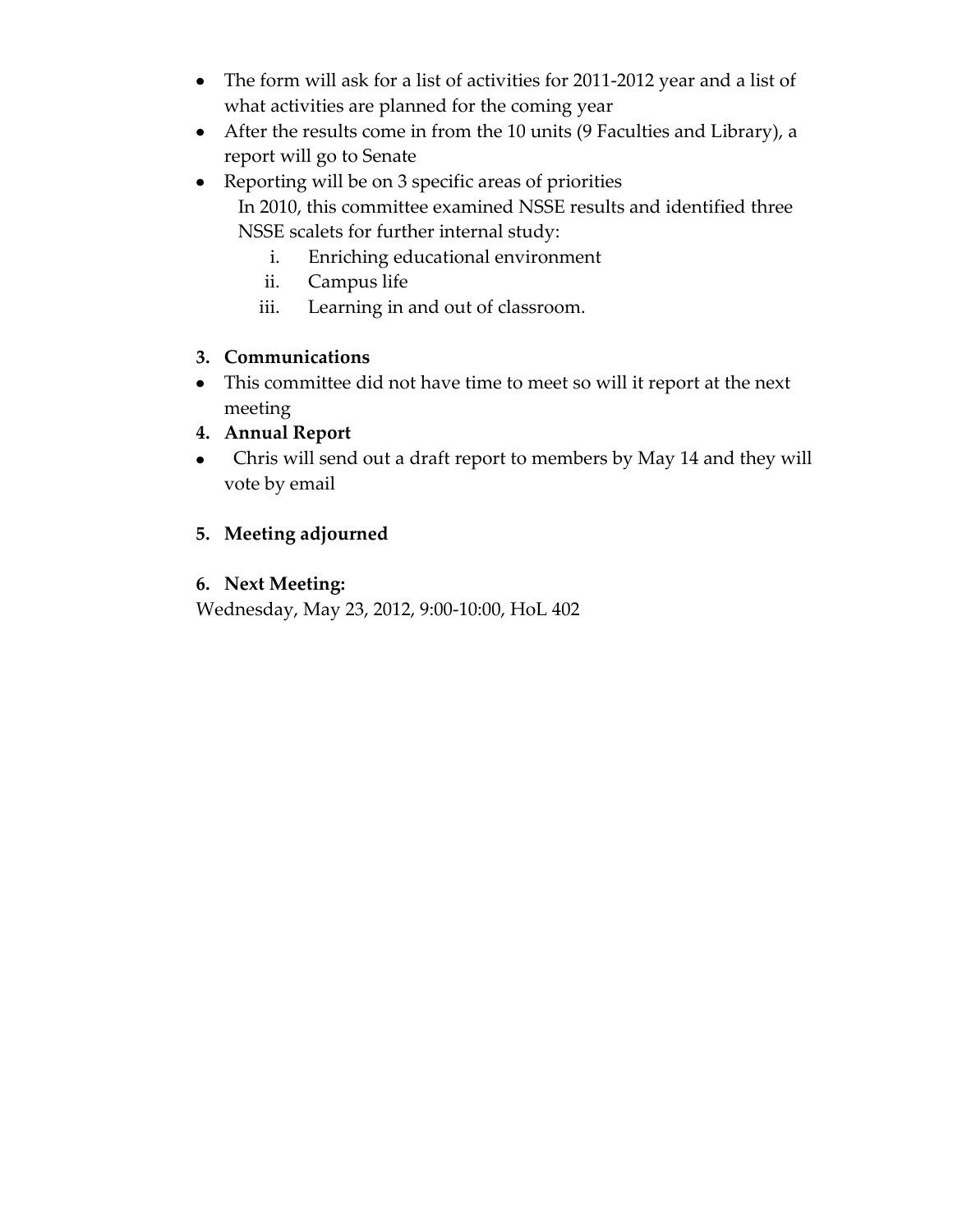- The form will ask for a list of activities for 2011-2012 year and a list of what activities are planned for the coming year
- After the results come in from the 10 units (9 Faculties and Library), a report will go to Senate
- Reporting will be on 3 specific areas of priorities
  In 2010, this committee examined NSSE results and identified three NSSE scalets for further internal study:
    i. Enriching educational environment
    ii. Campus life
    iii. Learning in and out of classroom.

**3. Communications**

- This committee did not have time to meet so will it report at the next meeting

**4. Annual Report**

- Chris will send out a draft report to members by May 14 and they will vote by email

**5. Meeting adjourned**

**6. Next Meeting:**

Wednesday, May 23, 2012, 9:00-10:00, HoL 402